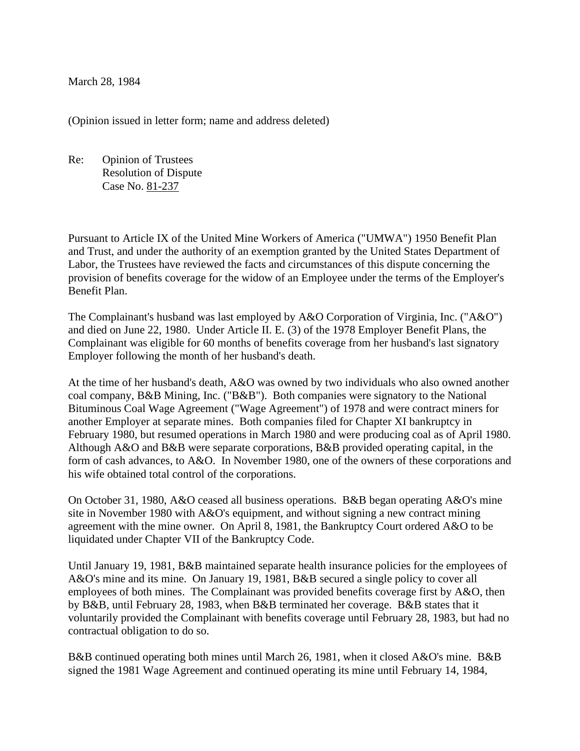March 28, 1984

(Opinion issued in letter form; name and address deleted)

Re: Opinion of Trustees
Resolution of Dispute
Case No. 81-237

Pursuant to Article IX of the United Mine Workers of America ("UMWA") 1950 Benefit Plan and Trust, and under the authority of an exemption granted by the United States Department of Labor, the Trustees have reviewed the facts and circumstances of this dispute concerning the provision of benefits coverage for the widow of an Employee under the terms of the Employer's Benefit Plan.

The Complainant's husband was last employed by A&O Corporation of Virginia, Inc. ("A&O") and died on June 22, 1980. Under Article II. E. (3) of the 1978 Employer Benefit Plans, the Complainant was eligible for 60 months of benefits coverage from her husband's last signatory Employer following the month of her husband's death.

At the time of her husband's death, A&O was owned by two individuals who also owned another coal company, B&B Mining, Inc. ("B&B"). Both companies were signatory to the National Bituminous Coal Wage Agreement ("Wage Agreement") of 1978 and were contract miners for another Employer at separate mines. Both companies filed for Chapter XI bankruptcy in February 1980, but resumed operations in March 1980 and were producing coal as of April 1980. Although A&O and B&B were separate corporations, B&B provided operating capital, in the form of cash advances, to A&O. In November 1980, one of the owners of these corporations and his wife obtained total control of the corporations.

On October 31, 1980, A&O ceased all business operations. B&B began operating A&O's mine site in November 1980 with A&O's equipment, and without signing a new contract mining agreement with the mine owner. On April 8, 1981, the Bankruptcy Court ordered A&O to be liquidated under Chapter VII of the Bankruptcy Code.

Until January 19, 1981, B&B maintained separate health insurance policies for the employees of A&O's mine and its mine. On January 19, 1981, B&B secured a single policy to cover all employees of both mines. The Complainant was provided benefits coverage first by A&O, then by B&B, until February 28, 1983, when B&B terminated her coverage. B&B states that it voluntarily provided the Complainant with benefits coverage until February 28, 1983, but had no contractual obligation to do so.

B&B continued operating both mines until March 26, 1981, when it closed A&O's mine. B&B signed the 1981 Wage Agreement and continued operating its mine until February 14, 1984,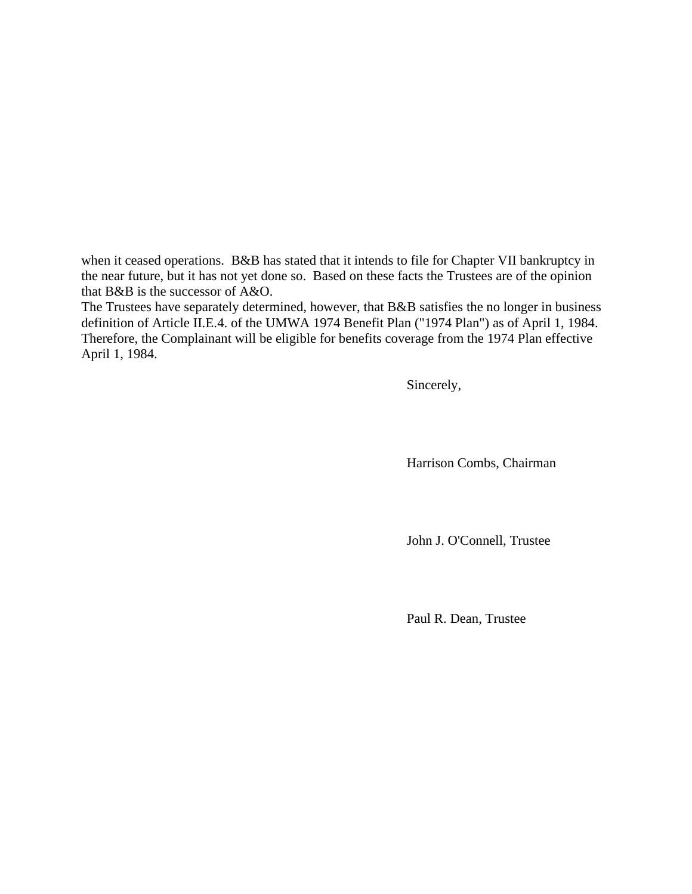when it ceased operations. B&B has stated that it intends to file for Chapter VII bankruptcy in the near future, but it has not yet done so. Based on these facts the Trustees are of the opinion that B&B is the successor of A&O.

The Trustees have separately determined, however, that B&B satisfies the no longer in business definition of Article II.E.4. of the UMWA 1974 Benefit Plan ("1974 Plan") as of April 1, 1984. Therefore, the Complainant will be eligible for benefits coverage from the 1974 Plan effective April 1, 1984.

Sincerely,

Harrison Combs, Chairman

John J. O'Connell, Trustee

Paul R. Dean, Trustee